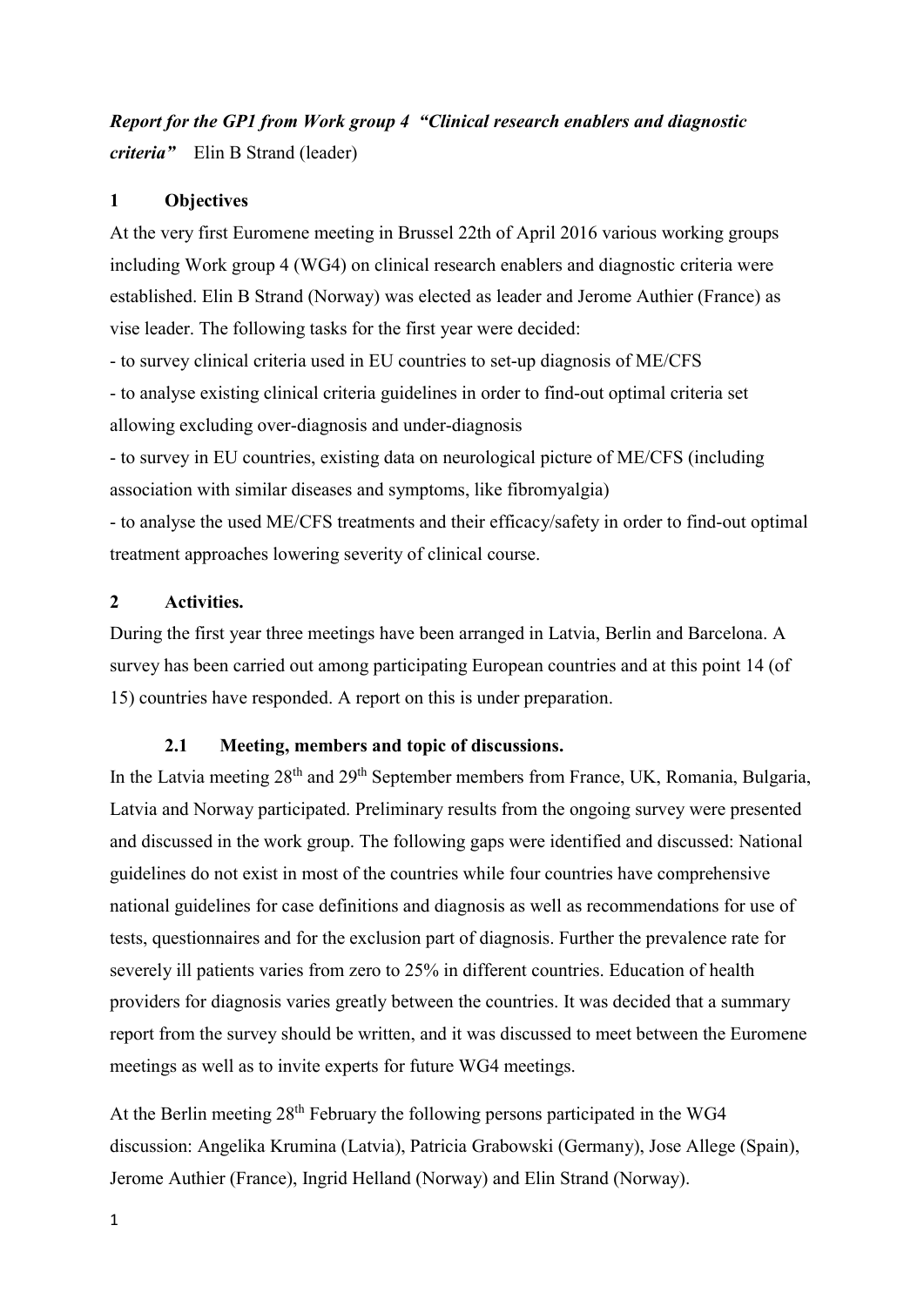*Report for the GP1 from Work group 4 "Clinical research enablers and diagnostic criteria"* Elin B Strand (leader)

## 1 Objectives

At the very first Euromene meeting in Brussel 22th of April 2016 various working groups including Work group 4 (WG4) on clinical research enablers and diagnostic criteria were established. Elin B Strand (Norway) was elected as leader and Jerome Authier (France) as vise leader. The following tasks for the first year were decided:

- to survey clinical criteria used in EU countries to set-up diagnosis of ME/CFS
- to analyse existing clinical criteria guidelines in order to find-out optimal criteria set allowing excluding over-diagnosis and under-diagnosis
- to survey in EU countries, existing data on neurological picture of ME/CFS (including association with similar diseases and symptoms, like fibromyalgia)
- to analyse the used ME/CFS treatments and their efficacy/safety in order to find-out optimal treatment approaches lowering severity of clinical course.

## 2 Activities.

During the first year three meetings have been arranged in Latvia, Berlin and Barcelona. A survey has been carried out among participating European countries and at this point 14 (of 15) countries have responded. A report on this is under preparation.

### 2.1 Meeting, members and topic of discussions.

In the Latvia meeting 28th and 29th September members from France, UK, Romania, Bulgaria, Latvia and Norway participated. Preliminary results from the ongoing survey were presented and discussed in the work group. The following gaps were identified and discussed: National guidelines do not exist in most of the countries while four countries have comprehensive national guidelines for case definitions and diagnosis as well as recommendations for use of tests, questionnaires and for the exclusion part of diagnosis. Further the prevalence rate for severely ill patients varies from zero to 25% in different countries. Education of health providers for diagnosis varies greatly between the countries. It was decided that a summary report from the survey should be written, and it was discussed to meet between the Euromene meetings as well as to invite experts for future WG4 meetings.

At the Berlin meeting 28th February the following persons participated in the WG4 discussion: Angelika Krumina (Latvia), Patricia Grabowski (Germany), Jose Allege (Spain), Jerome Authier (France), Ingrid Helland (Norway) and Elin Strand (Norway).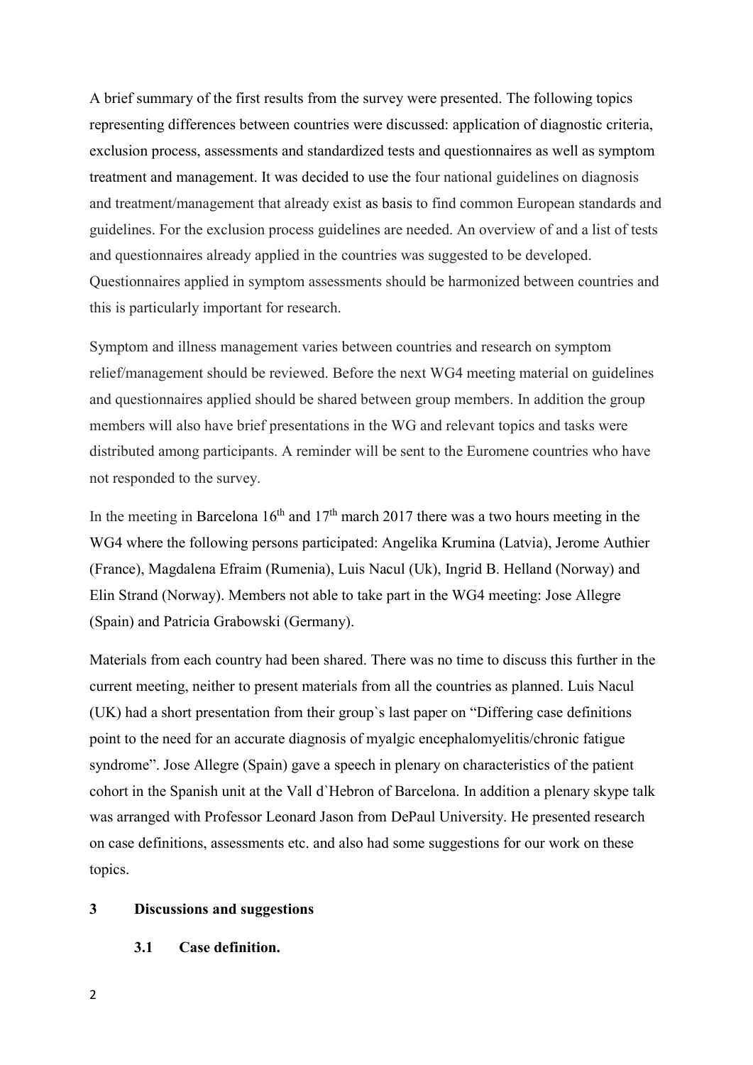A brief summary of the first results from the survey were presented. The following topics representing differences between countries were discussed: application of diagnostic criteria, exclusion process, assessments and standardized tests and questionnaires as well as symptom treatment and management. It was decided to use the four national guidelines on diagnosis and treatment/management that already exist as basis to find common European standards and guidelines. For the exclusion process guidelines are needed. An overview of and a list of tests and questionnaires already applied in the countries was suggested to be developed. Questionnaires applied in symptom assessments should be harmonized between countries and this is particularly important for research.

Symptom and illness management varies between countries and research on symptom relief/management should be reviewed. Before the next WG4 meeting material on guidelines and questionnaires applied should be shared between group members. In addition the group members will also have brief presentations in the WG and relevant topics and tasks were distributed among participants. A reminder will be sent to the Euromene countries who have not responded to the survey.

In the meeting in Barcelona 16th and 17th march 2017 there was a two hours meeting in the WG4 where the following persons participated: Angelika Krumina (Latvia), Jerome Authier (France), Magdalena Efraim (Rumenia), Luis Nacul (Uk), Ingrid B. Helland (Norway) and Elin Strand (Norway). Members not able to take part in the WG4 meeting: Jose Allegre (Spain) and Patricia Grabowski (Germany).

Materials from each country had been shared. There was no time to discuss this further in the current meeting, neither to present materials from all the countries as planned. Luis Nacul (UK) had a short presentation from their group`s last paper on "Differing case definitions point to the need for an accurate diagnosis of myalgic encephalomyelitis/chronic fatigue syndrome". Jose Allegre (Spain) gave a speech in plenary on characteristics of the patient cohort in the Spanish unit at the Vall d`Hebron of Barcelona. In addition a plenary skype talk was arranged with Professor Leonard Jason from DePaul University. He presented research on case definitions, assessments etc. and also had some suggestions for our work on these topics.

## 3 Discussions and suggestions

### 3.1 Case definition.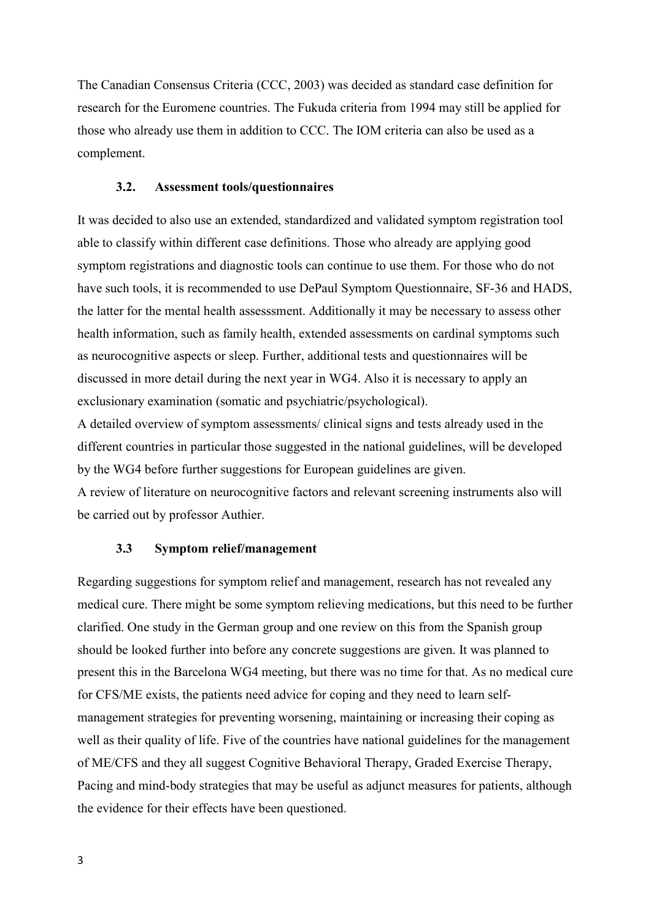The Canadian Consensus Criteria (CCC, 2003) was decided as standard case definition for research for the Euromene countries. The Fukuda criteria from 1994 may still be applied for those who already use them in addition to CCC. The IOM criteria can also be used as a complement.

### 3.2. Assessment tools/questionnaires

It was decided to also use an extended, standardized and validated symptom registration tool able to classify within different case definitions. Those who already are applying good symptom registrations and diagnostic tools can continue to use them. For those who do not have such tools, it is recommended to use DePaul Symptom Questionnaire, SF-36 and HADS, the latter for the mental health assesssment. Additionally it may be necessary to assess other health information, such as family health, extended assessments on cardinal symptoms such as neurocognitive aspects or sleep. Further, additional tests and questionnaires will be discussed in more detail during the next year in WG4. Also it is necessary to apply an exclusionary examination (somatic and psychiatric/psychological).

A detailed overview of symptom assessments/ clinical signs and tests already used in the different countries in particular those suggested in the national guidelines, will be developed by the WG4 before further suggestions for European guidelines are given.

A review of literature on neurocognitive factors and relevant screening instruments also will be carried out by professor Authier.

### 3.3 Symptom relief/management

Regarding suggestions for symptom relief and management, research has not revealed any medical cure. There might be some symptom relieving medications, but this need to be further clarified. One study in the German group and one review on this from the Spanish group should be looked further into before any concrete suggestions are given. It was planned to present this in the Barcelona WG4 meeting, but there was no time for that. As no medical cure for CFS/ME exists, the patients need advice for coping and they need to learn self-management strategies for preventing worsening, maintaining or increasing their coping as well as their quality of life. Five of the countries have national guidelines for the management of ME/CFS and they all suggest Cognitive Behavioral Therapy, Graded Exercise Therapy, Pacing and mind-body strategies that may be useful as adjunct measures for patients, although the evidence for their effects have been questioned.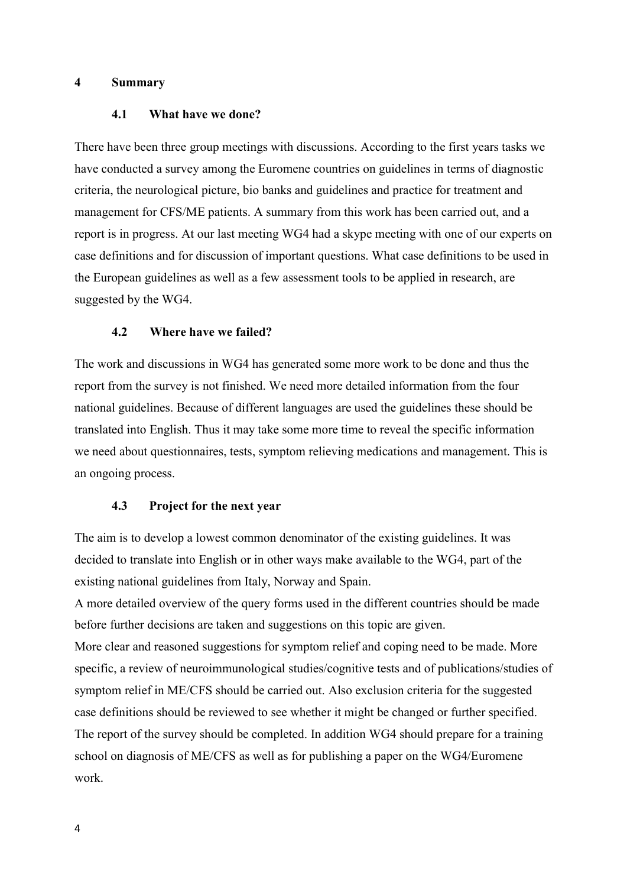# 4 Summary

## 4.1 What have we done?

There have been three group meetings with discussions. According to the first years tasks we have conducted a survey among the Euromene countries on guidelines in terms of diagnostic criteria, the neurological picture, bio banks and guidelines and practice for treatment and management for CFS/ME patients. A summary from this work has been carried out, and a report is in progress. At our last meeting WG4 had a skype meeting with one of our experts on case definitions and for discussion of important questions. What case definitions to be used in the European guidelines as well as a few assessment tools to be applied in research, are suggested by the WG4.

## 4.2 Where have we failed?

The work and discussions in WG4 has generated some more work to be done and thus the report from the survey is not finished. We need more detailed information from the four national guidelines. Because of different languages are used the guidelines these should be translated into English. Thus it may take some more time to reveal the specific information we need about questionnaires, tests, symptom relieving medications and management. This is an ongoing process.

## 4.3 Project for the next year

The aim is to develop a lowest common denominator of the existing guidelines. It was decided to translate into English or in other ways make available to the WG4, part of the existing national guidelines from Italy, Norway and Spain.

A more detailed overview of the query forms used in the different countries should be made before further decisions are taken and suggestions on this topic are given.

More clear and reasoned suggestions for symptom relief and coping need to be made. More specific, a review of neuroimmunological studies/cognitive tests and of publications/studies of symptom relief in ME/CFS should be carried out. Also exclusion criteria for the suggested case definitions should be reviewed to see whether it might be changed or further specified. The report of the survey should be completed. In addition WG4 should prepare for a training school on diagnosis of ME/CFS as well as for publishing a paper on the WG4/Euromene work.